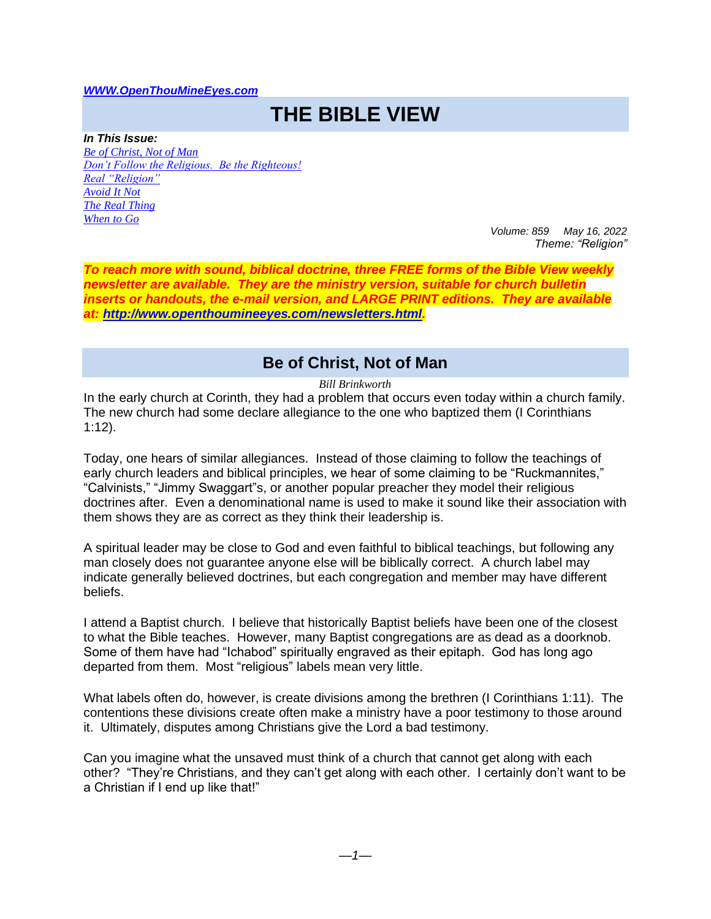*WWW.OpenThouMineEyes.com*

# THE BIBLE VIEW

***In This Issue:***

*Be of Christ, Not of Man*
*Don't Follow the Religious. Be the Righteous!*
*Real "Religion"*
*Avoid It Not*
*The Real Thing*
*When to Go*

*Volume: 859 May 16, 2022*
*Theme: "Religion"*

***To reach more with sound, biblical doctrine, three FREE forms of the Bible View weekly newsletter are available. They are the ministry version, suitable for church bulletin inserts or handouts, the e-mail version, and LARGE PRINT editions. They are available at: http://www.openthoumineeyes.com/newsletters.html.***

## Be of Christ, Not of Man

*Bill Brinkworth*

In the early church at Corinth, they had a problem that occurs even today within a church family. The new church had some declare allegiance to the one who baptized them (I Corinthians 1:12).

Today, one hears of similar allegiances. Instead of those claiming to follow the teachings of early church leaders and biblical principles, we hear of some claiming to be "Ruckmannites," "Calvinists," "Jimmy Swaggart"s, or another popular preacher they model their religious doctrines after. Even a denominational name is used to make it sound like their association with them shows they are as correct as they think their leadership is.

A spiritual leader may be close to God and even faithful to biblical teachings, but following any man closely does not guarantee anyone else will be biblically correct. A church label may indicate generally believed doctrines, but each congregation and member may have different beliefs.

I attend a Baptist church. I believe that historically Baptist beliefs have been one of the closest to what the Bible teaches. However, many Baptist congregations are as dead as a doorknob. Some of them have had "Ichabod" spiritually engraved as their epitaph. God has long ago departed from them. Most "religious" labels mean very little.

What labels often do, however, is create divisions among the brethren (I Corinthians 1:11). The contentions these divisions create often make a ministry have a poor testimony to those around it. Ultimately, disputes among Christians give the Lord a bad testimony.

Can you imagine what the unsaved must think of a church that cannot get along with each other? "They're Christians, and they can't get along with each other. I certainly don't want to be a Christian if I end up like that!"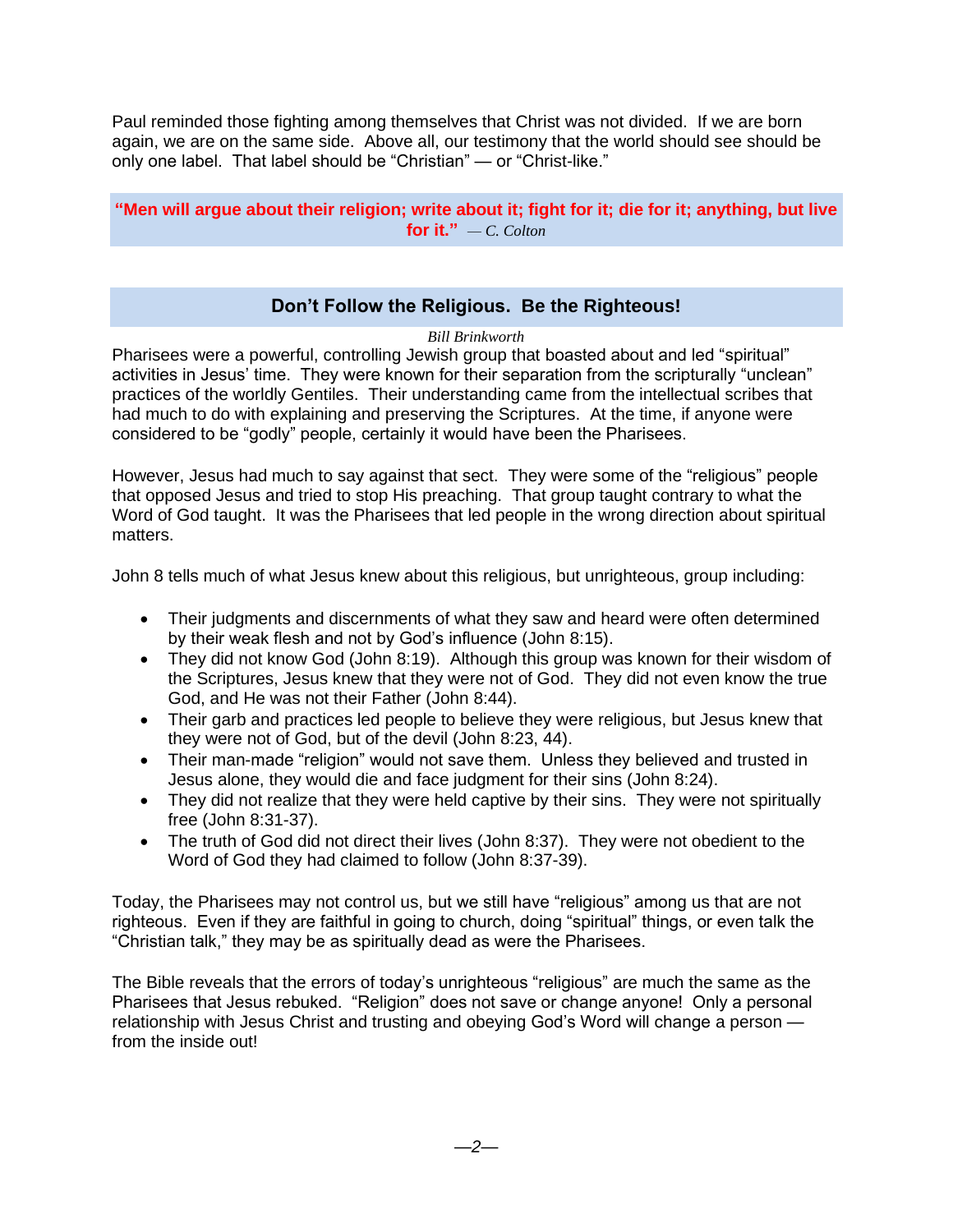Paul reminded those fighting among themselves that Christ was not divided. If we are born again, we are on the same side. Above all, our testimony that the world should see should be only one label. That label should be "Christian" — or "Christ-like."

> **"Men will argue about their religion; write about it; fight for it; die for it; anything, but live for it."** *— C. Colton*

## Don't Follow the Religious. Be the Righteous!

*Bill Brinkworth*

Pharisees were a powerful, controlling Jewish group that boasted about and led "spiritual" activities in Jesus' time. They were known for their separation from the scripturally "unclean" practices of the worldly Gentiles. Their understanding came from the intellectual scribes that had much to do with explaining and preserving the Scriptures. At the time, if anyone were considered to be "godly" people, certainly it would have been the Pharisees.

However, Jesus had much to say against that sect. They were some of the "religious" people that opposed Jesus and tried to stop His preaching. That group taught contrary to what the Word of God taught. It was the Pharisees that led people in the wrong direction about spiritual matters.

John 8 tells much of what Jesus knew about this religious, but unrighteous, group including:

- Their judgments and discernments of what they saw and heard were often determined by their weak flesh and not by God's influence (John 8:15).
- They did not know God (John 8:19). Although this group was known for their wisdom of the Scriptures, Jesus knew that they were not of God. They did not even know the true God, and He was not their Father (John 8:44).
- Their garb and practices led people to believe they were religious, but Jesus knew that they were not of God, but of the devil (John 8:23, 44).
- Their man-made "religion" would not save them. Unless they believed and trusted in Jesus alone, they would die and face judgment for their sins (John 8:24).
- They did not realize that they were held captive by their sins. They were not spiritually free (John 8:31-37).
- The truth of God did not direct their lives (John 8:37). They were not obedient to the Word of God they had claimed to follow (John 8:37-39).

Today, the Pharisees may not control us, but we still have "religious" among us that are not righteous. Even if they are faithful in going to church, doing "spiritual" things, or even talk the "Christian talk," they may be as spiritually dead as were the Pharisees.

The Bible reveals that the errors of today's unrighteous "religious" are much the same as the Pharisees that Jesus rebuked. "Religion" does not save or change anyone! Only a personal relationship with Jesus Christ and trusting and obeying God's Word will change a person — from the inside out!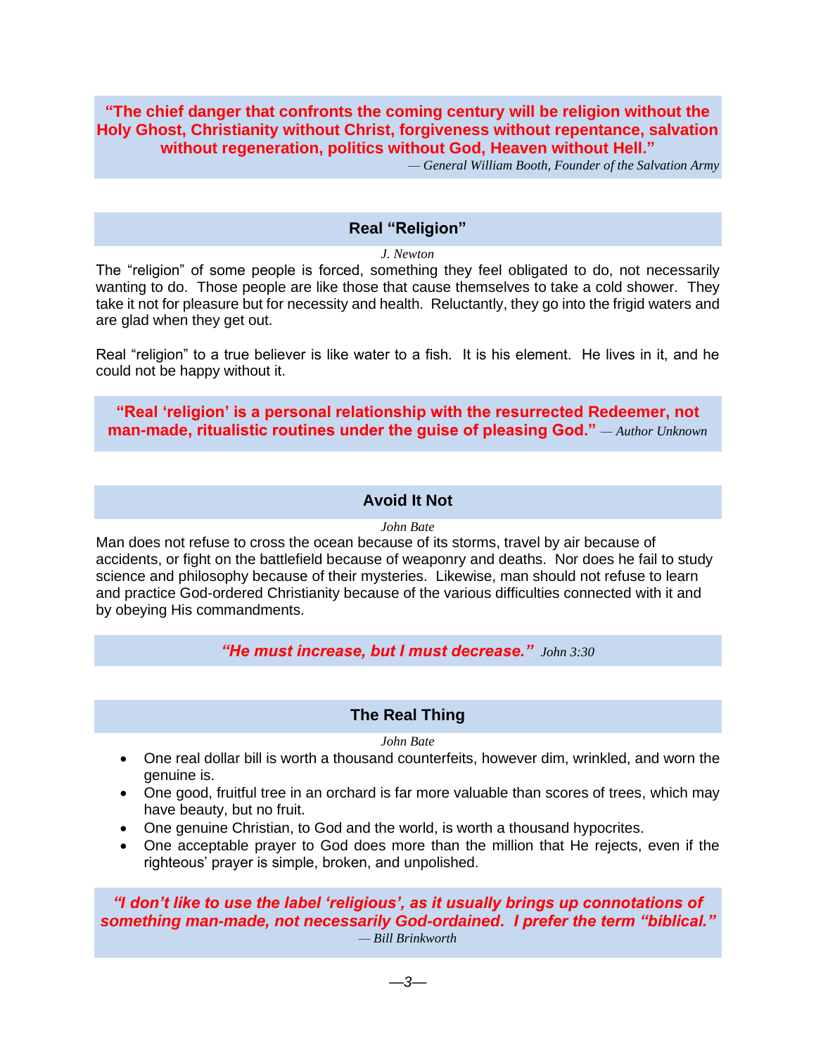**"The chief danger that confronts the coming century will be religion without the Holy Ghost, Christianity without Christ, forgiveness without repentance, salvation without regeneration, politics without God, Heaven without Hell."**
*— General William Booth, Founder of the Salvation Army*

## Real "Religion"

*J. Newton*

The "religion" of some people is forced, something they feel obligated to do, not necessarily wanting to do. Those people are like those that cause themselves to take a cold shower. They take it not for pleasure but for necessity and health. Reluctantly, they go into the frigid waters and are glad when they get out.

Real "religion" to a true believer is like water to a fish. It is his element. He lives in it, and he could not be happy without it.

**"Real 'religion' is a personal relationship with the resurrected Redeemer, not man-made, ritualistic routines under the guise of pleasing God."** *— Author Unknown*

## Avoid It Not

*John Bate*

Man does not refuse to cross the ocean because of its storms, travel by air because of accidents, or fight on the battlefield because of weaponry and deaths. Nor does he fail to study science and philosophy because of their mysteries. Likewise, man should not refuse to learn and practice God-ordered Christianity because of the various difficulties connected with it and by obeying His commandments.

***"He must increase, but I must decrease."*** *John 3:30*

## The Real Thing

*John Bate*

- One real dollar bill is worth a thousand counterfeits, however dim, wrinkled, and worn the genuine is.
- One good, fruitful tree in an orchard is far more valuable than scores of trees, which may have beauty, but no fruit.
- One genuine Christian, to God and the world, is worth a thousand hypocrites.
- One acceptable prayer to God does more than the million that He rejects, even if the righteous' prayer is simple, broken, and unpolished.

***"I don't like to use the label 'religious', as it usually brings up connotations of something man-made, not necessarily God-ordained. I prefer the term "biblical."***
*— Bill Brinkworth*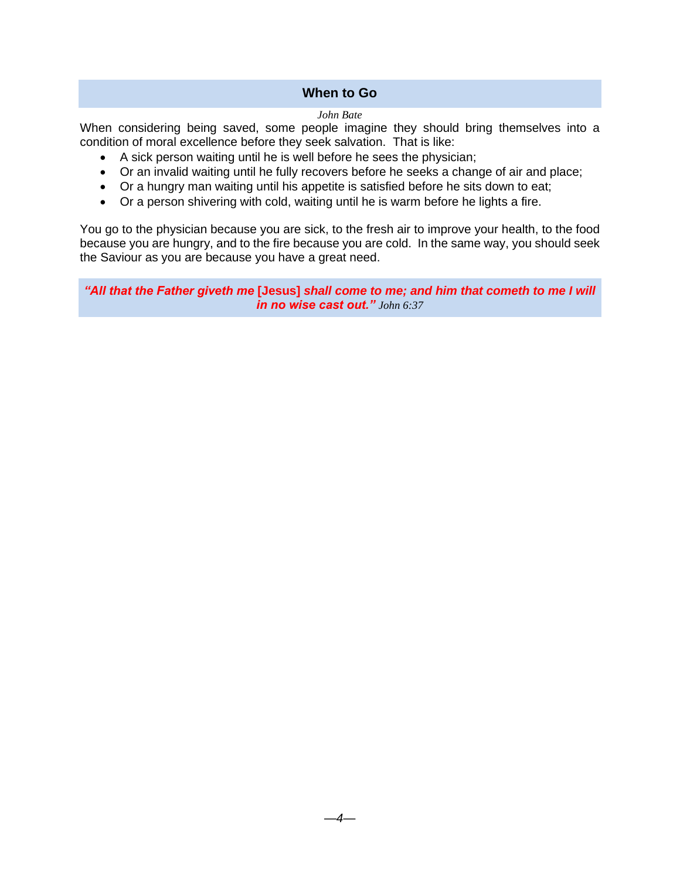## When to Go

*John Bate*

When considering being saved, some people imagine they should bring themselves into a condition of moral excellence before they seek salvation. That is like:

- A sick person waiting until he is well before he sees the physician;
- Or an invalid waiting until he fully recovers before he seeks a change of air and place;
- Or a hungry man waiting until his appetite is satisfied before he sits down to eat;
- Or a person shivering with cold, waiting until he is warm before he lights a fire.

You go to the physician because you are sick, to the fresh air to improve your health, to the food because you are hungry, and to the fire because you are cold. In the same way, you should seek the Saviour as you are because you have a great need.

***"All that the Father giveth me*** **[Jesus]** ***shall come to me; and him that cometh to me I will in no wise cast out."*** *John 6:37*